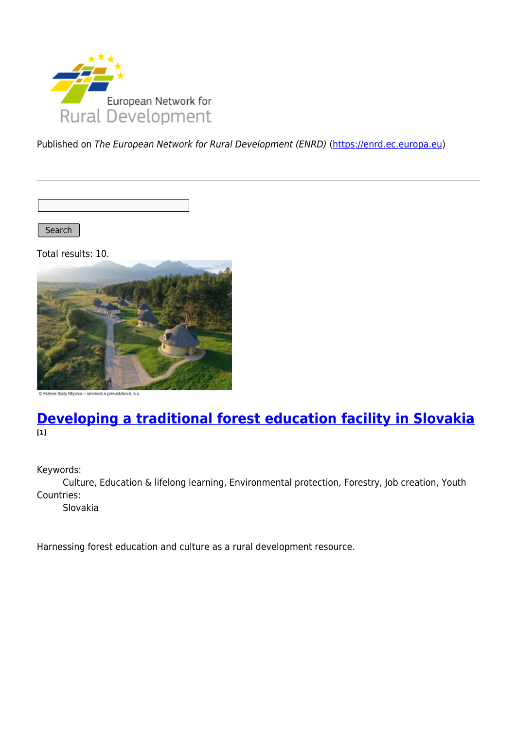Published on *The European Network for Rural Development (ENRD)* (https://enrd.ec.europa.eu)

Search

Total results: 10.

© Krásne Sady Mlynica – servisná a prevádzková, a.s.

## Developing a traditional forest education facility in Slovakia [1]

Keywords:
Culture, Education & lifelong learning, Environmental protection, Forestry, Job creation, Youth

Countries:
Slovakia

Harnessing forest education and culture as a rural development resource.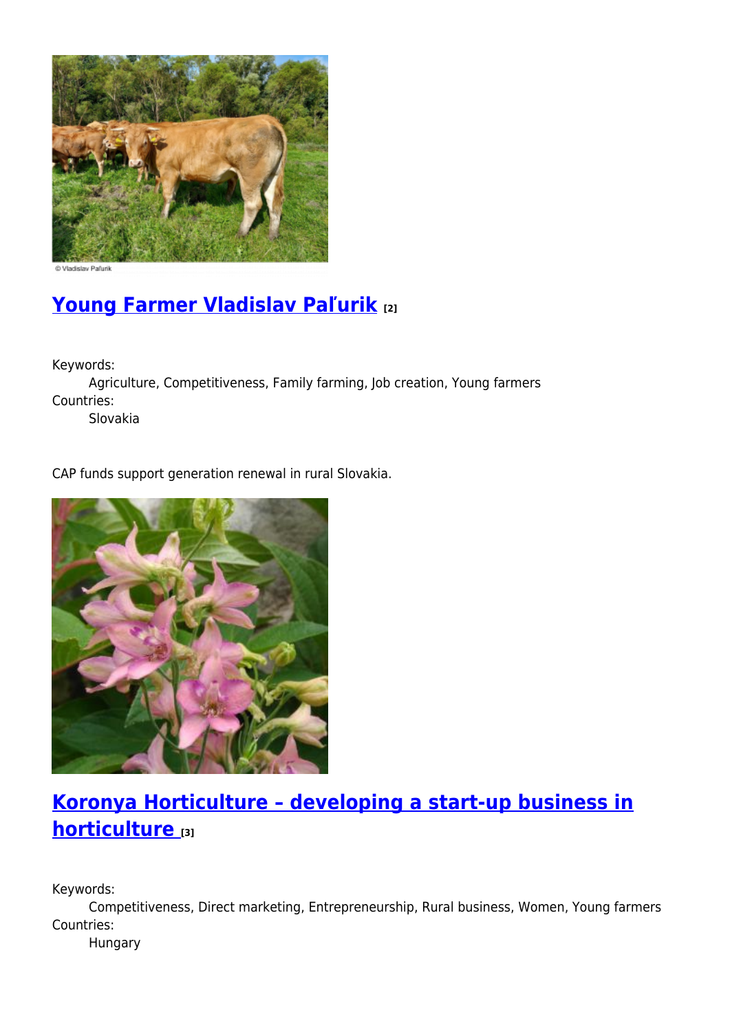© Vladislav Paľurik

## [Young Farmer Vladislav Paľurik](#) [2]

Keywords:
    Agriculture, Competitiveness, Family farming, Job creation, Young farmers
Countries:
    Slovakia

CAP funds support generation renewal in rural Slovakia.

## [Koronya Horticulture – developing a start-up business in horticulture](#) [3]

Keywords:
    Competitiveness, Direct marketing, Entrepreneurship, Rural business, Women, Young farmers
Countries:
    Hungary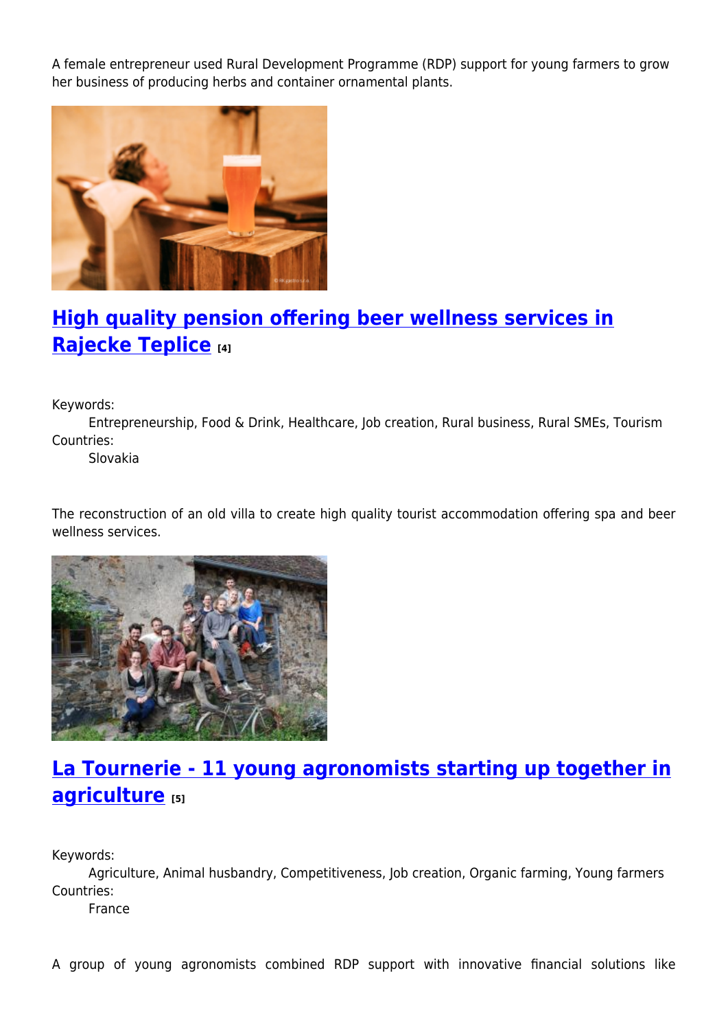A female entrepreneur used Rural Development Programme (RDP) support for young farmers to grow her business of producing herbs and container ornamental plants.

## High quality pension offering beer wellness services in Rajecke Teplice [4]

Keywords:
Entrepreneurship, Food & Drink, Healthcare, Job creation, Rural business, Rural SMEs, Tourism

Countries:
Slovakia

The reconstruction of an old villa to create high quality tourist accommodation offering spa and beer wellness services.

## La Tournerie - 11 young agronomists starting up together in agriculture [5]

Keywords:
Agriculture, Animal husbandry, Competitiveness, Job creation, Organic farming, Young farmers

Countries:
France

A group of young agronomists combined RDP support with innovative financial solutions like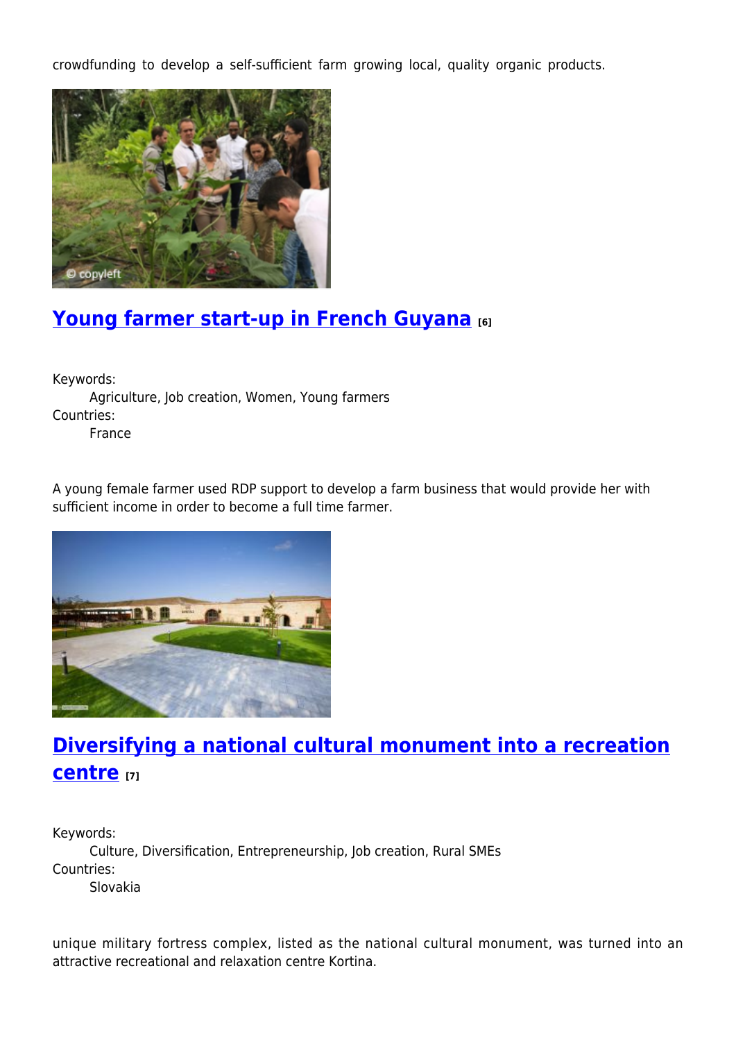crowdfunding to develop a self-sufficient farm growing local, quality organic products.

## Young farmer start-up in French Guyana [6]

Keywords:
    Agriculture, Job creation, Women, Young farmers
Countries:
    France

A young female farmer used RDP support to develop a farm business that would provide her with sufficient income in order to become a full time farmer.

## Diversifying a national cultural monument into a recreation centre [7]

Keywords:
    Culture, Diversification, Entrepreneurship, Job creation, Rural SMEs
Countries:
    Slovakia

unique military fortress complex, listed as the national cultural monument, was turned into an attractive recreational and relaxation centre Kortina.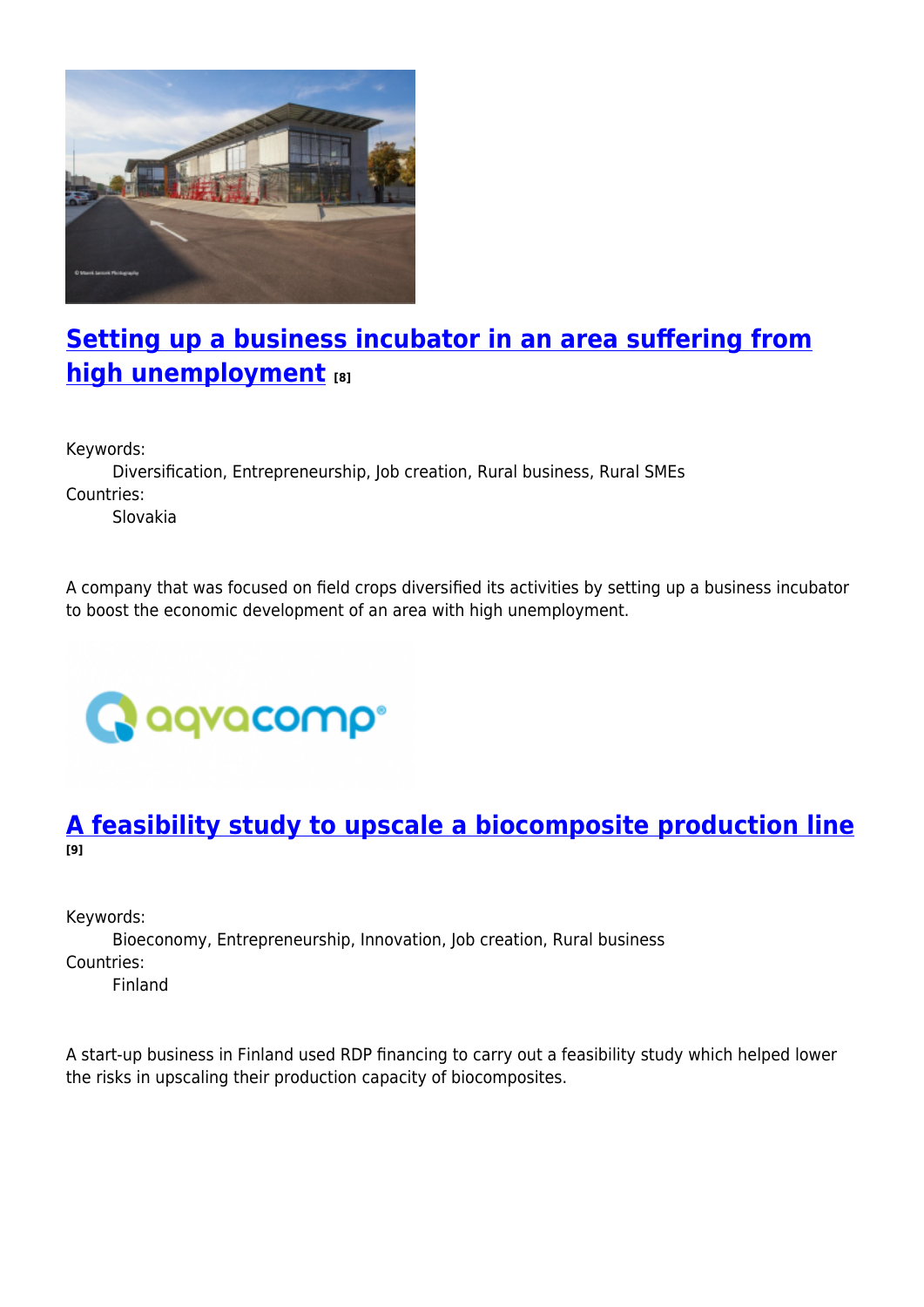## [Setting up a business incubator in an area suffering from high unemployment]() [8]

Keywords:
: Diversification, Entrepreneurship, Job creation, Rural business, Rural SMEs

Countries:
: Slovakia

A company that was focused on field crops diversified its activities by setting up a business incubator to boost the economic development of an area with high unemployment.

## [A feasibility study to upscale a biocomposite production line]() [9]

Keywords:
: Bioeconomy, Entrepreneurship, Innovation, Job creation, Rural business

Countries:
: Finland

A start-up business in Finland used RDP financing to carry out a feasibility study which helped lower the risks in upscaling their production capacity of biocomposites.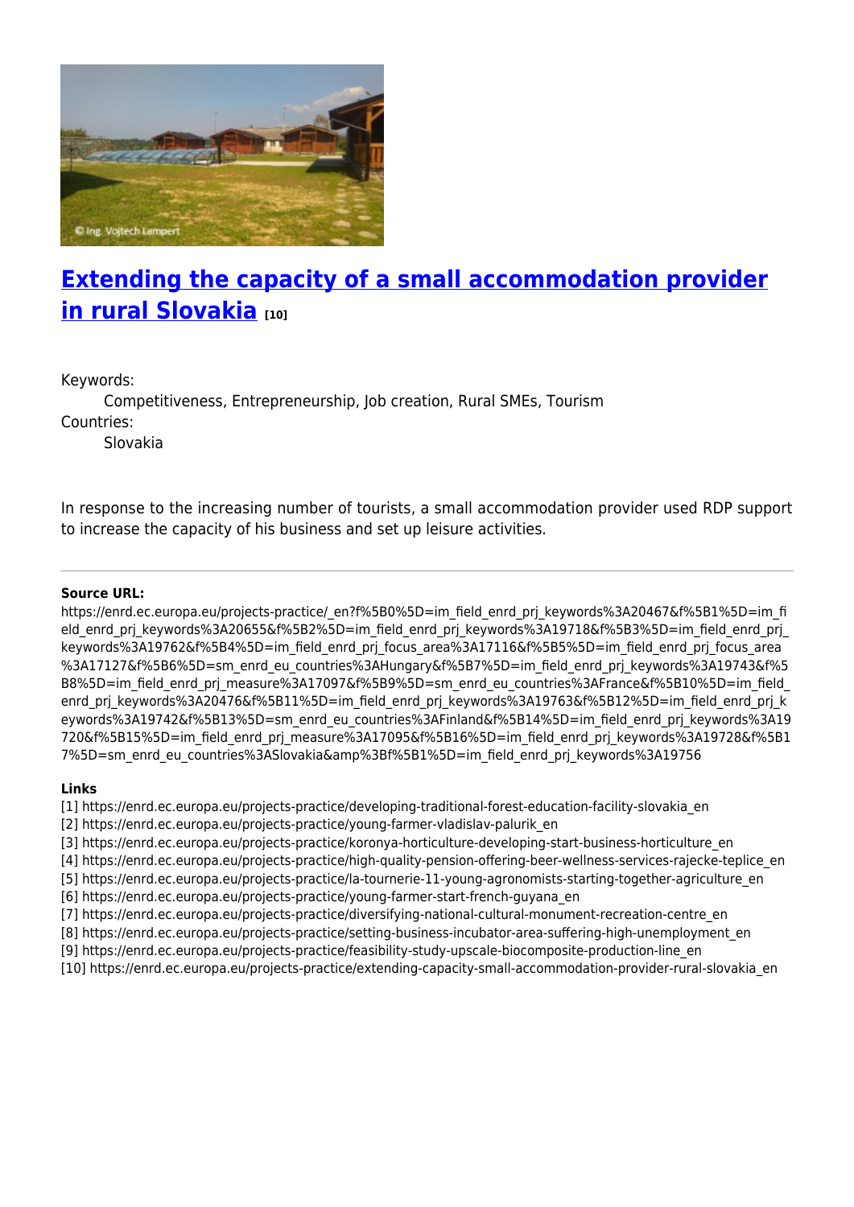## Extending the capacity of a small accommodation provider in rural Slovakia [10]

Keywords:
Competitiveness, Entrepreneurship, Job creation, Rural SMEs, Tourism

Countries:
Slovakia

In response to the increasing number of tourists, a small accommodation provider used RDP support to increase the capacity of his business and set up leisure activities.

---

**Source URL:**
https://enrd.ec.europa.eu/projects-practice/_en?f%5B0%5D=im_field_enrd_prj_keywords%3A20467&f%5B1%5D=im_field_enrd_prj_keywords%3A20655&f%5B2%5D=im_field_enrd_prj_keywords%3A19718&f%5B3%5D=im_field_enrd_prj_keywords%3A19762&f%5B4%5D=im_field_enrd_prj_focus_area%3A17116&f%5B5%5D=im_field_enrd_prj_focus_area%3A17127&f%5B6%5D=sm_enrd_eu_countries%3AHungary&f%5B7%5D=im_field_enrd_prj_keywords%3A19743&f%5B8%5D=im_field_enrd_prj_measure%3A17097&f%5B9%5D=sm_enrd_eu_countries%3AFrance&f%5B10%5D=im_field_enrd_prj_keywords%3A20476&f%5B11%5D=im_field_enrd_prj_keywords%3A19763&f%5B12%5D=im_field_enrd_prj_keywords%3A19742&f%5B13%5D=sm_enrd_eu_countries%3AFinland&f%5B14%5D=im_field_enrd_prj_keywords%3A19720&f%5B15%5D=im_field_enrd_prj_measure%3A17095&f%5B16%5D=im_field_enrd_prj_keywords%3A19728&f%5B17%5D=sm_enrd_eu_countries%3ASlovakia&amp%3Bf%5B1%5D=im_field_enrd_prj_keywords%3A19756

**Links**
[1] https://enrd.ec.europa.eu/projects-practice/developing-traditional-forest-education-facility-slovakia_en
[2] https://enrd.ec.europa.eu/projects-practice/young-farmer-vladislav-palurik_en
[3] https://enrd.ec.europa.eu/projects-practice/koronya-horticulture-developing-start-business-horticulture_en
[4] https://enrd.ec.europa.eu/projects-practice/high-quality-pension-offering-beer-wellness-services-rajecke-teplice_en
[5] https://enrd.ec.europa.eu/projects-practice/la-tournerie-11-young-agronomists-starting-together-agriculture_en
[6] https://enrd.ec.europa.eu/projects-practice/young-farmer-start-french-guyana_en
[7] https://enrd.ec.europa.eu/projects-practice/diversifying-national-cultural-monument-recreation-centre_en
[8] https://enrd.ec.europa.eu/projects-practice/setting-business-incubator-area-suffering-high-unemployment_en
[9] https://enrd.ec.europa.eu/projects-practice/feasibility-study-upscale-biocomposite-production-line_en
[10] https://enrd.ec.europa.eu/projects-practice/extending-capacity-small-accommodation-provider-rural-slovakia_en